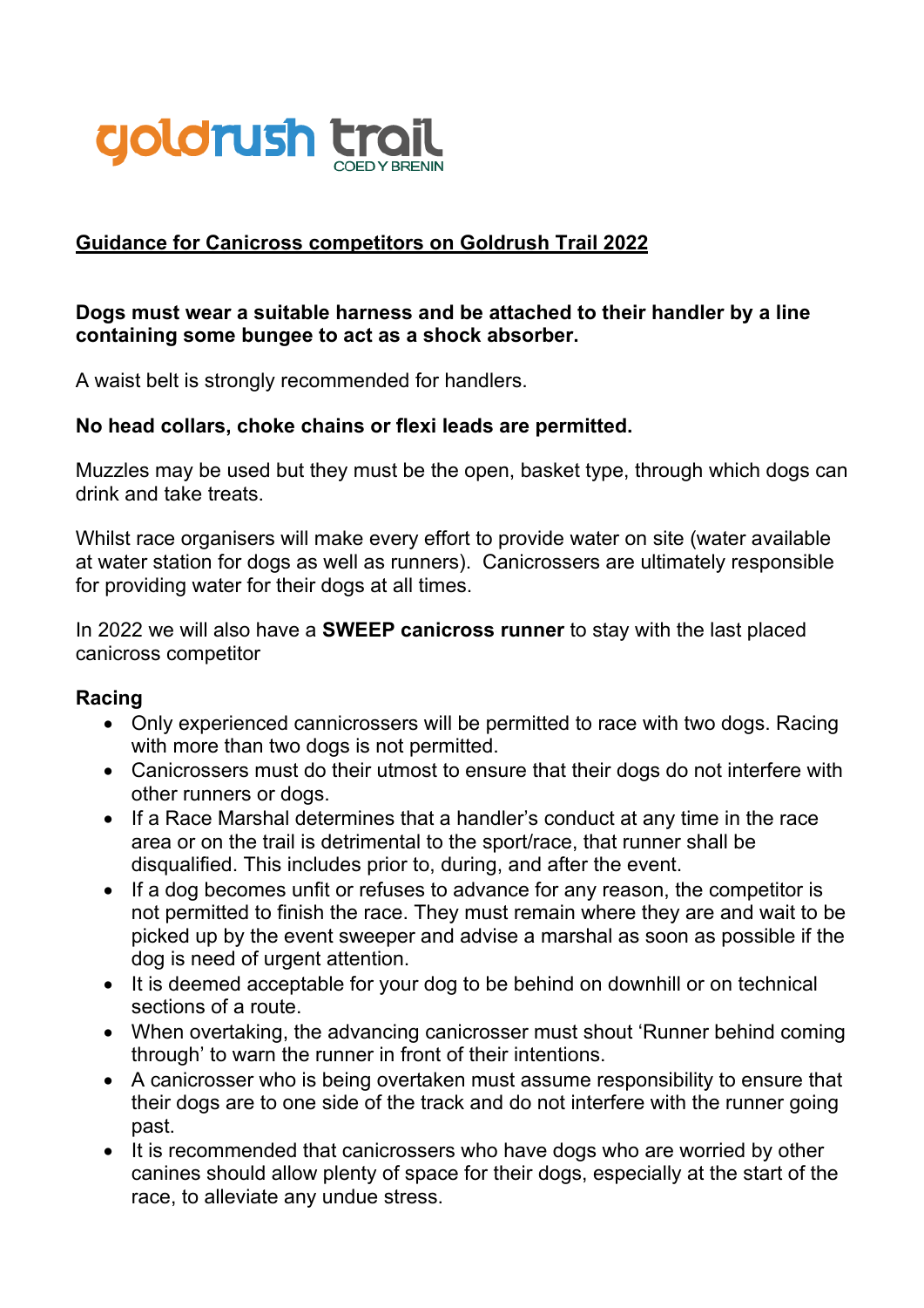goldrush trail
COED Y BRENIN

# Guidance for Canicross competitors on Goldrush Trail 2022

**Dogs must wear a suitable harness and be attached to their handler by a line containing some bungee to act as a shock absorber.**

A waist belt is strongly recommended for handlers.

**No head collars, choke chains or flexi leads are permitted.**

Muzzles may be used but they must be the open, basket type, through which dogs can drink and take treats.

Whilst race organisers will make every effort to provide water on site (water available at water station for dogs as well as runners). Canicrossers are ultimately responsible for providing water for their dogs at all times.

In 2022 we will also have a **SWEEP canicross runner** to stay with the last placed canicross competitor

## Racing

- Only experienced cannicrossers will be permitted to race with two dogs. Racing with more than two dogs is not permitted.
- Canicrossers must do their utmost to ensure that their dogs do not interfere with other runners or dogs.
- If a Race Marshal determines that a handler's conduct at any time in the race area or on the trail is detrimental to the sport/race, that runner shall be disqualified. This includes prior to, during, and after the event.
- If a dog becomes unfit or refuses to advance for any reason, the competitor is not permitted to finish the race. They must remain where they are and wait to be picked up by the event sweeper and advise a marshal as soon as possible if the dog is need of urgent attention.
- It is deemed acceptable for your dog to be behind on downhill or on technical sections of a route.
- When overtaking, the advancing canicrosser must shout 'Runner behind coming through' to warn the runner in front of their intentions.
- A canicrosser who is being overtaken must assume responsibility to ensure that their dogs are to one side of the track and do not interfere with the runner going past.
- It is recommended that canicrossers who have dogs who are worried by other canines should allow plenty of space for their dogs, especially at the start of the race, to alleviate any undue stress.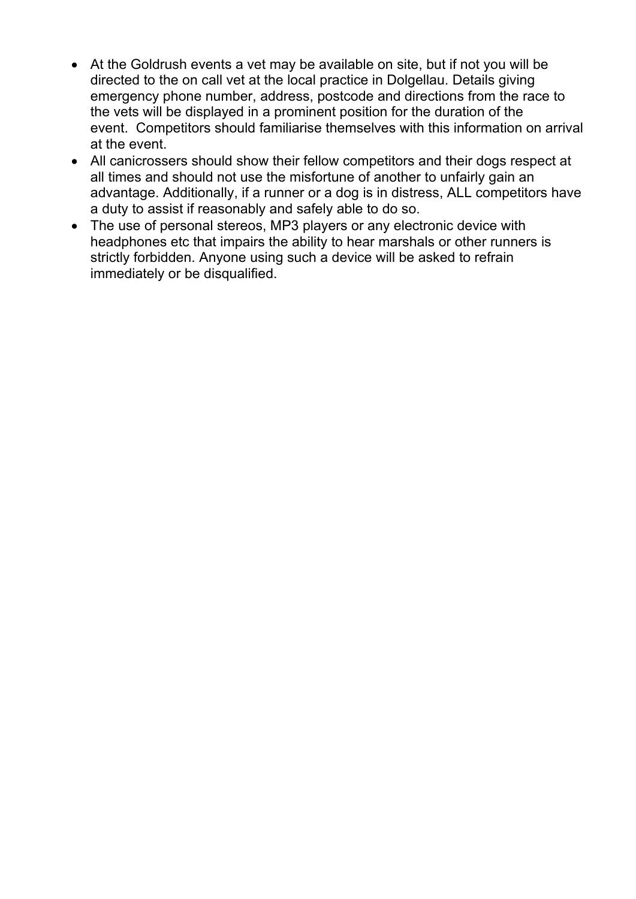- At the Goldrush events a vet may be available on site, but if not you will be directed to the on call vet at the local practice in Dolgellau. Details giving emergency phone number, address, postcode and directions from the race to the vets will be displayed in a prominent position for the duration of the event. Competitors should familiarise themselves with this information on arrival at the event.
- All canicrossers should show their fellow competitors and their dogs respect at all times and should not use the misfortune of another to unfairly gain an advantage. Additionally, if a runner or a dog is in distress, ALL competitors have a duty to assist if reasonably and safely able to do so.
- The use of personal stereos, MP3 players or any electronic device with headphones etc that impairs the ability to hear marshals or other runners is strictly forbidden. Anyone using such a device will be asked to refrain immediately or be disqualified.